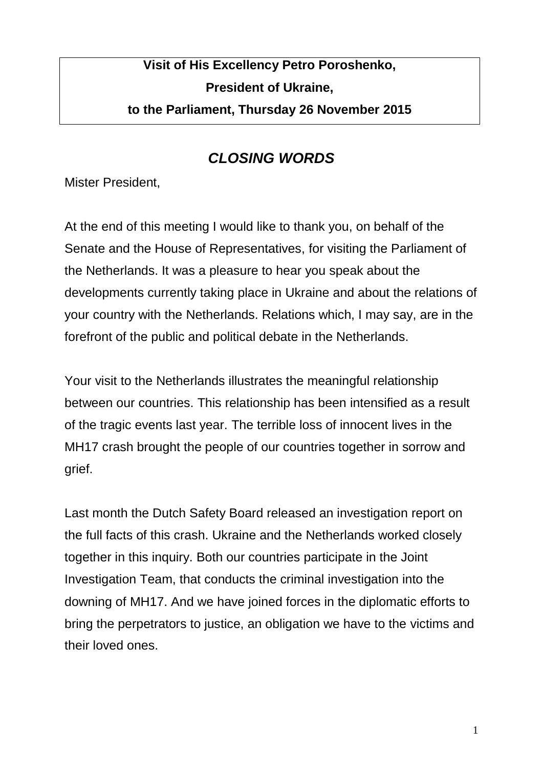**Visit of His Excellency Petro Poroshenko,**
**President of Ukraine,**
**to the Parliament, Thursday 26 November 2015**

## *CLOSING WORDS*

Mister President,

At the end of this meeting I would like to thank you, on behalf of the Senate and the House of Representatives, for visiting the Parliament of the Netherlands. It was a pleasure to hear you speak about the developments currently taking place in Ukraine and about the relations of your country with the Netherlands. Relations which, I may say, are in the forefront of the public and political debate in the Netherlands.

Your visit to the Netherlands illustrates the meaningful relationship between our countries. This relationship has been intensified as a result of the tragic events last year. The terrible loss of innocent lives in the MH17 crash brought the people of our countries together in sorrow and grief.

Last month the Dutch Safety Board released an investigation report on the full facts of this crash. Ukraine and the Netherlands worked closely together in this inquiry. Both our countries participate in the Joint Investigation Team, that conducts the criminal investigation into the downing of MH17. And we have joined forces in the diplomatic efforts to bring the perpetrators to justice, an obligation we have to the victims and their loved ones.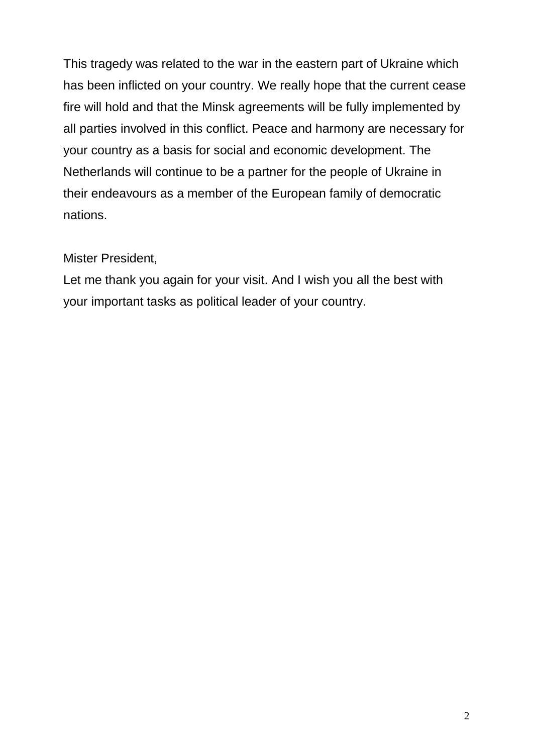This tragedy was related to the war in the eastern part of Ukraine which has been inflicted on your country. We really hope that the current cease fire will hold and that the Minsk agreements will be fully implemented by all parties involved in this conflict. Peace and harmony are necessary for your country as a basis for social and economic development. The Netherlands will continue to be a partner for the people of Ukraine in their endeavours as a member of the European family of democratic nations.

Mister President,
Let me thank you again for your visit. And I wish you all the best with your important tasks as political leader of your country.